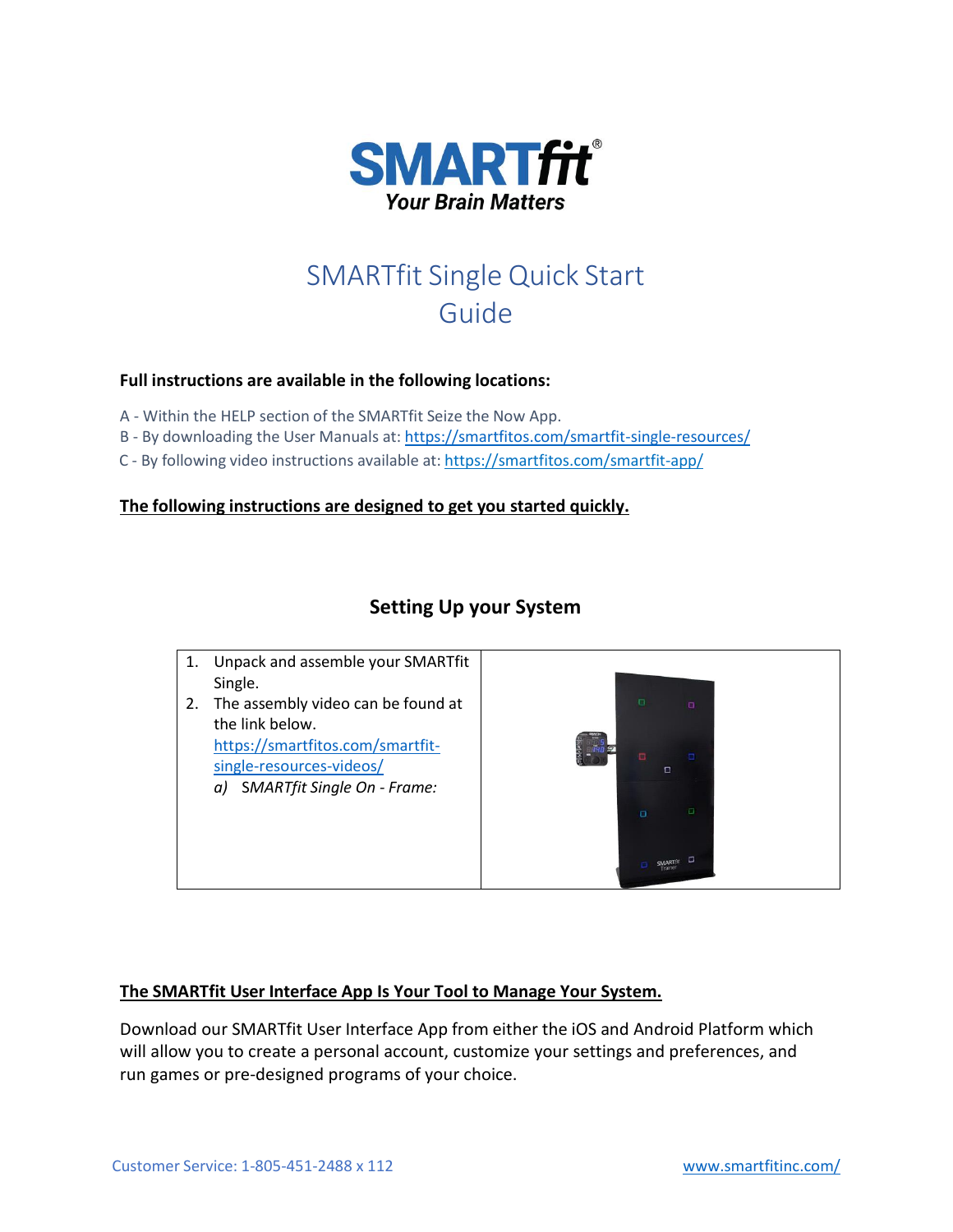**SMARTfit®**
*Your Brain Matters*

# SMARTfit Single Quick Start Guide

**Full instructions are available in the following locations:**

A - Within the HELP section of the SMARTfit Seize the Now App.
B - By downloading the User Manuals at: https://smartfitos.com/smartfit-single-resources/
C - By following video instructions available at: https://smartfitos.com/smartfit-app/

**The following instructions are designed to get you started quickly.**

## Setting Up your System

1. Unpack and assemble your SMARTfit Single.
2. The assembly video can be found at the link below.
   https://smartfitos.com/smartfit-single-resources-videos/
   a) SMARTfit Single On - Frame:

**The SMARTfit User Interface App Is Your Tool to Manage Your System.**

Download our SMARTfit User Interface App from either the iOS and Android Platform which will allow you to create a personal account, customize your settings and preferences, and run games or pre-designed programs of your choice.

Customer Service: 1-805-451-2488 x 112

www.smartfitinc.com/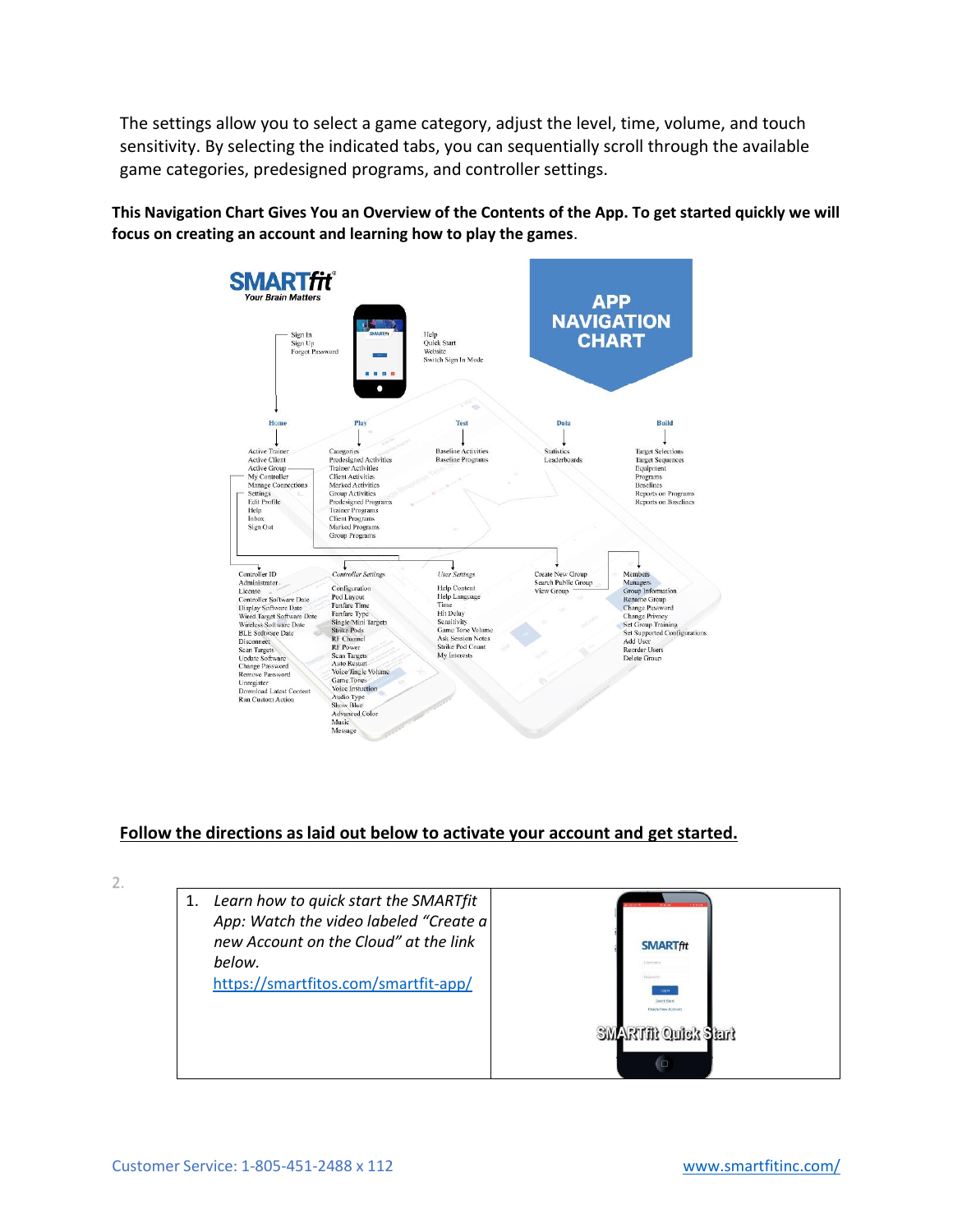The settings allow you to select a game category, adjust the level, time, volume, and touch sensitivity. By selecting the indicated tabs, you can sequentially scroll through the available game categories, predesigned programs, and controller settings.

**This Navigation Chart Gives You an Overview of the Contents of the App. To get started quickly we will focus on creating an account and learning how to play the games.**

**SMARTfit** – Your Brain Matters

**APP NAVIGATION CHART**

- Sign In, Sign Up, Forgot Password
- Help, Quick Start, Website, Switch Sign In Mode

**Home**
- Active Trainer
- Active Client
- Active Group
- My Controller
- Manage Connections
- Settings
- Edit Profile
- Help
- Inbox
- Sign Out

**Play**
- Categories
- Predesigned Activities
- Trainer Activities
- Client Activities
- Marked Activities
- Group Activities
- Predesigned Programs
- Trainer Programs
- Client Programs
- Marked Programs
- Group Programs

**Test**
- Baseline Activities
- Baseline Programs

**Data**
- Statistics
- Leaderboards

**Build**
- Target Selections
- Target Sequences
- Equipment
- Programs
- Baselines
- Reports on Programs
- Reports on Baselines

**My Controller**
- Controller ID
- Administrator
- License
- Controller Software Date
- Display Software Date
- Wired Target Software Date
- Wireless Software Date
- BLE Software Date
- Disconnect
- Scan Targets
- Update Software
- Change Password
- Remove Password
- Unregister
- Download Latest Content
- Run Custom Action

*Controller Settings*
- Configuration
- Pod Layout
- Fanfare Time
- Fanfare Type
- Single/Mini Targets
- Strike Pods
- RF Channel
- RF Power
- Scan Targets
- Auto Restart
- Voice/Jingle Volume
- Game Tones
- Voice Instruction
- Audio Type
- Show Blue
- Advanced Color
- Music
- Message

*User Settings*
- Help Content
- Help Language
- Time
- Hit Delay
- Sensitivity
- Game Tone Volume
- Ask Session Notes
- Strike Pod Count
- My Interests

**Active Group**
- Create New Group
- Search Public Group
- View Group

**View Group**
- Members
- Managers
- Group Information
- Rename Group
- Change Password
- Change Privacy
- Set Group Training
- Set Supported Configurations
- Add User
- Reorder Users
- Delete Group

<u>**Follow the directions as laid out below to activate your account and get started.**</u>

2.

| 1. *Learn how to quick start the SMARTfit App: Watch the video labeled "Create a new Account on the Cloud" at the link below.* https://smartfitos.com/smartfit-app/ | SMARTfit Quick Start |
|---|---|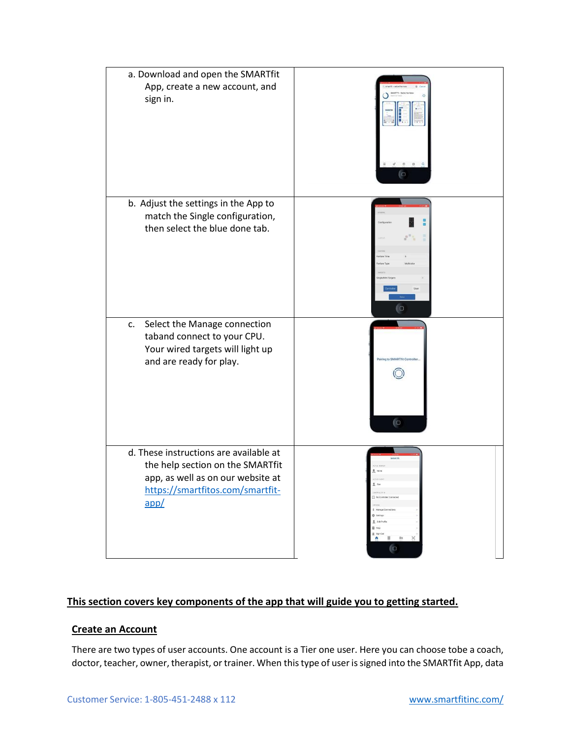| | |
|---|---|
| a. Download and open the SMARTfit App, create a new account, and sign in. | |
| b. Adjust the settings in the App to match the Single configuration, then select the blue done tab. | |
| c. Select the Manage connection taband connect to your CPU. Your wired targets will light up and are ready for play. | |
| d. These instructions are available at the help section on the SMARTfit app, as well as on our website at [https://smartfitos.com/smartfit-app/](https://smartfitos.com/smartfit-app/) | |

**This section covers key components of the app that will guide you to getting started.**

**Create an Account**

There are two types of user accounts. One account is a Tier one user. Here you can choose tobe a coach, doctor, teacher, owner, therapist, or trainer. When this type of user is signed into the SMARTfit App, data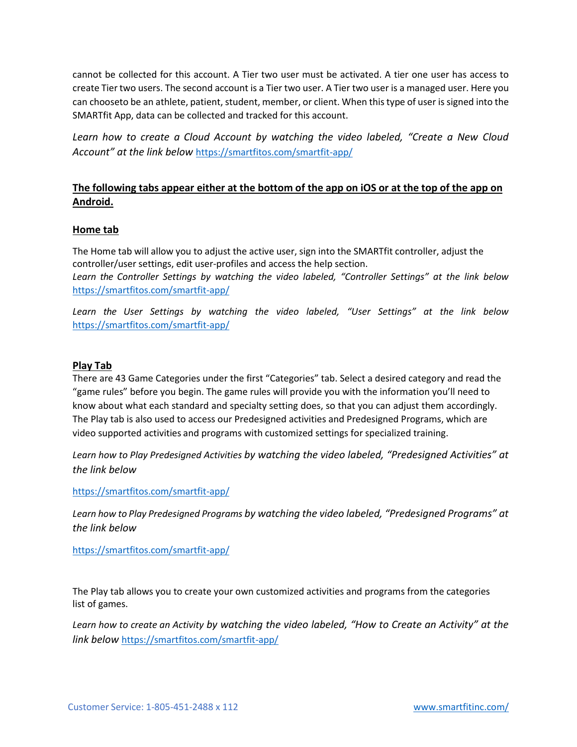cannot be collected for this account. A Tier two user must be activated. A tier one user has access to create Tier two users. The second account is a Tier two user. A Tier two user is a managed user. Here you can chooseto be an athlete, patient, student, member, or client. When this type of user is signed into the SMARTfit App, data can be collected and tracked for this account.

*Learn how to create a Cloud Account by watching the video labeled, "Create a New Cloud Account" at the link below* https://smartfitos.com/smartfit-app/

**<u>The following tabs appear either at the bottom of the app on iOS or at the top of the app on Android.</u>**

## <u>Home tab</u>

The Home tab will allow you to adjust the active user, sign into the SMARTfit controller, adjust the controller/user settings, edit user-profiles and access the help section.
*Learn the Controller Settings by watching the video labeled, "Controller Settings" at the link below* https://smartfitos.com/smartfit-app/

*Learn the User Settings by watching the video labeled, "User Settings" at the link below* https://smartfitos.com/smartfit-app/

## <u>Play Tab</u>

There are 43 Game Categories under the first "Categories" tab. Select a desired category and read the "game rules" before you begin. The game rules will provide you with the information you'll need to know about what each standard and specialty setting does, so that you can adjust them accordingly. The Play tab is also used to access our Predesigned activities and Predesigned Programs, which are video supported activities and programs with customized settings for specialized training.

*Learn how to Play Predesigned Activities by watching the video labeled, "Predesigned Activities" at the link below*

https://smartfitos.com/smartfit-app/

*Learn how to Play Predesigned Programs by watching the video labeled, "Predesigned Programs" at the link below*

https://smartfitos.com/smartfit-app/

The Play tab allows you to create your own customized activities and programs from the categories list of games.

*Learn how to create an Activity by watching the video labeled, "How to Create an Activity" at the link below* https://smartfitos.com/smartfit-app/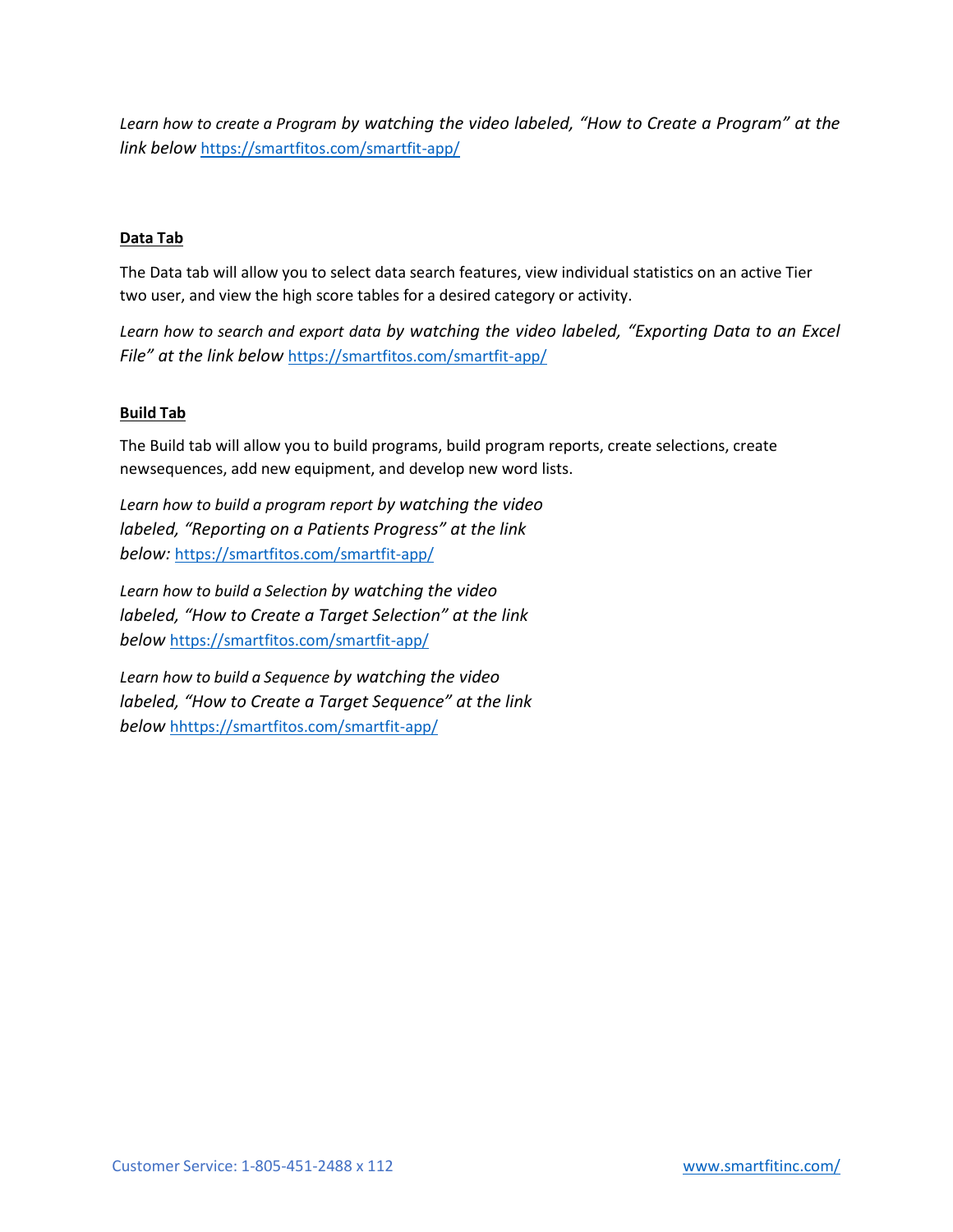*Learn how to create a Program by watching the video labeled, "How to Create a Program" at the link below* https://smartfitos.com/smartfit-app/

**Data Tab**

The Data tab will allow you to select data search features, view individual statistics on an active Tier two user, and view the high score tables for a desired category or activity.

*Learn how to search and export data by watching the video labeled, "Exporting Data to an Excel File" at the link below* https://smartfitos.com/smartfit-app/

**Build Tab**

The Build tab will allow you to build programs, build program reports, create selections, create newsequences, add new equipment, and develop new word lists.

*Learn how to build a program report by watching the video labeled, "Reporting on a Patients Progress" at the link below:* https://smartfitos.com/smartfit-app/

*Learn how to build a Selection by watching the video labeled, "How to Create a Target Selection" at the link below* https://smartfitos.com/smartfit-app/

*Learn how to build a Sequence by watching the video labeled, "How to Create a Target Sequence" at the link below* hhttps://smartfitos.com/smartfit-app/

Customer Service: 1-805-451-2488 x 112

www.smartfitinc.com/